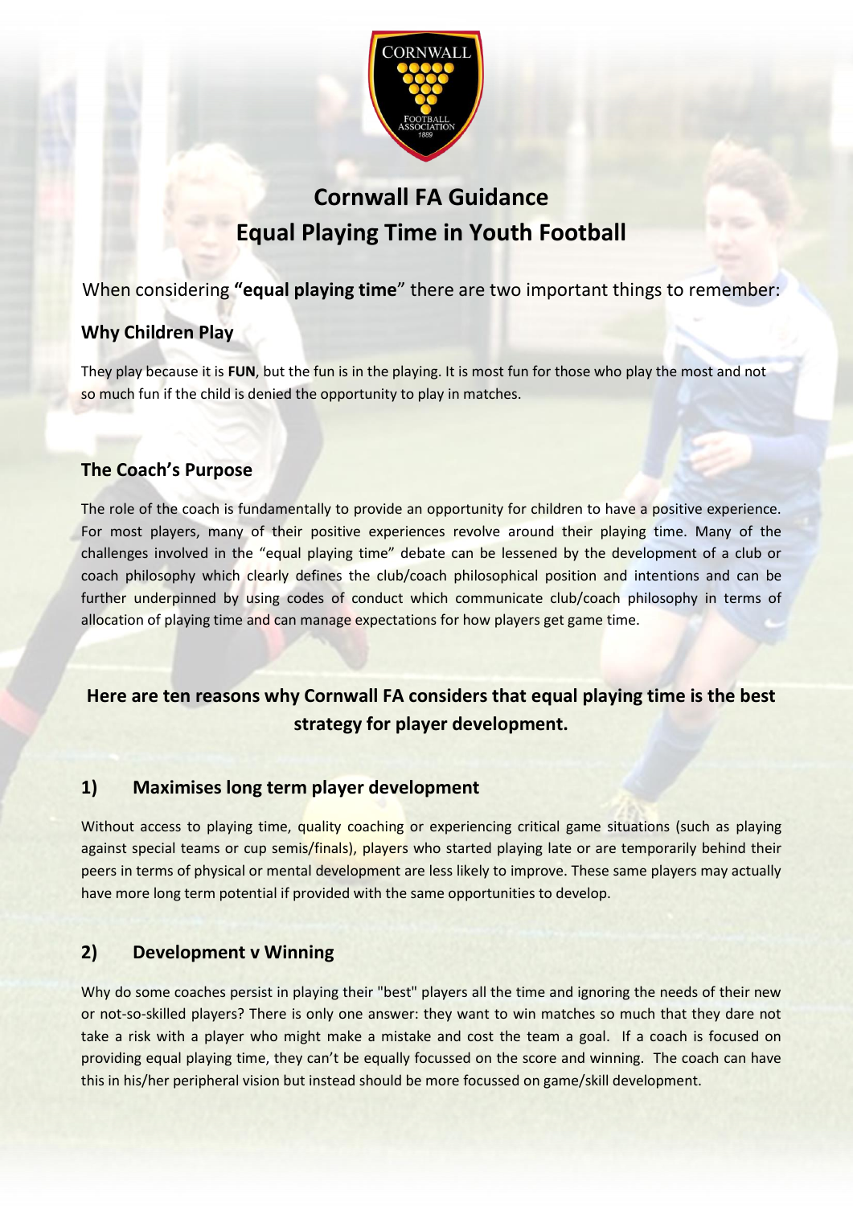# Cornwall FA Guidance
# Equal Playing Time in Youth Football

When considering **"equal playing time**" there are two important things to remember:

### Why Children Play

They play because it is **FUN**, but the fun is in the playing. It is most fun for those who play the most and not so much fun if the child is denied the opportunity to play in matches.

### The Coach's Purpose

The role of the coach is fundamentally to provide an opportunity for children to have a positive experience. For most players, many of their positive experiences revolve around their playing time. Many of the challenges involved in the "equal playing time" debate can be lessened by the development of a club or coach philosophy which clearly defines the club/coach philosophical position and intentions and can be further underpinned by using codes of conduct which communicate club/coach philosophy in terms of allocation of playing time and can manage expectations for how players get game time.

## Here are ten reasons why Cornwall FA considers that equal playing time is the best strategy for player development.

### 1) Maximises long term player development

Without access to playing time, quality coaching or experiencing critical game situations (such as playing against special teams or cup semis/finals), players who started playing late or are temporarily behind their peers in terms of physical or mental development are less likely to improve. These same players may actually have more long term potential if provided with the same opportunities to develop.

### 2) Development v Winning

Why do some coaches persist in playing their "best" players all the time and ignoring the needs of their new or not-so-skilled players? There is only one answer: they want to win matches so much that they dare not take a risk with a player who might make a mistake and cost the team a goal. If a coach is focused on providing equal playing time, they can't be equally focussed on the score and winning. The coach can have this in his/her peripheral vision but instead should be more focussed on game/skill development.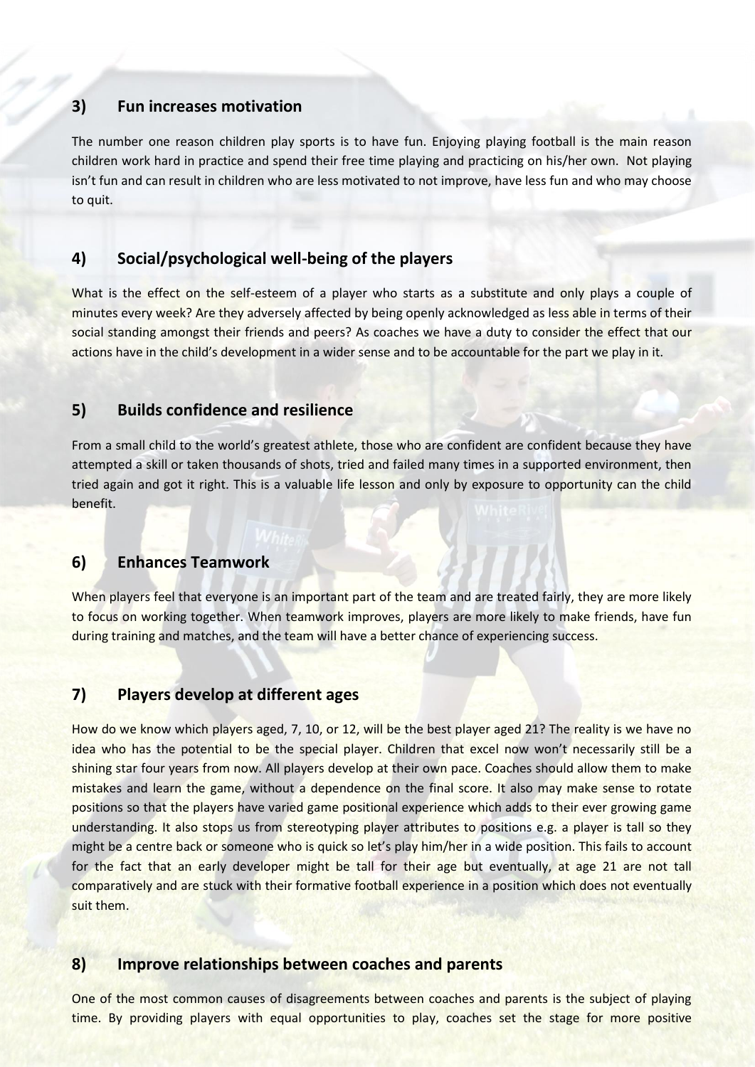## 3) Fun increases motivation

The number one reason children play sports is to have fun. Enjoying playing football is the main reason children work hard in practice and spend their free time playing and practicing on his/her own. Not playing isn't fun and can result in children who are less motivated to not improve, have less fun and who may choose to quit.

## 4) Social/psychological well-being of the players

What is the effect on the self-esteem of a player who starts as a substitute and only plays a couple of minutes every week? Are they adversely affected by being openly acknowledged as less able in terms of their social standing amongst their friends and peers? As coaches we have a duty to consider the effect that our actions have in the child's development in a wider sense and to be accountable for the part we play in it.

## 5) Builds confidence and resilience

From a small child to the world's greatest athlete, those who are confident are confident because they have attempted a skill or taken thousands of shots, tried and failed many times in a supported environment, then tried again and got it right. This is a valuable life lesson and only by exposure to opportunity can the child benefit.

## 6) Enhances Teamwork

When players feel that everyone is an important part of the team and are treated fairly, they are more likely to focus on working together. When teamwork improves, players are more likely to make friends, have fun during training and matches, and the team will have a better chance of experiencing success.

## 7) Players develop at different ages

How do we know which players aged, 7, 10, or 12, will be the best player aged 21? The reality is we have no idea who has the potential to be the special player. Children that excel now won't necessarily still be a shining star four years from now. All players develop at their own pace. Coaches should allow them to make mistakes and learn the game, without a dependence on the final score. It also may make sense to rotate positions so that the players have varied game positional experience which adds to their ever growing game understanding. It also stops us from stereotyping player attributes to positions e.g. a player is tall so they might be a centre back or someone who is quick so let's play him/her in a wide position. This fails to account for the fact that an early developer might be tall for their age but eventually, at age 21 are not tall comparatively and are stuck with their formative football experience in a position which does not eventually suit them.

## 8) Improve relationships between coaches and parents

One of the most common causes of disagreements between coaches and parents is the subject of playing time. By providing players with equal opportunities to play, coaches set the stage for more positive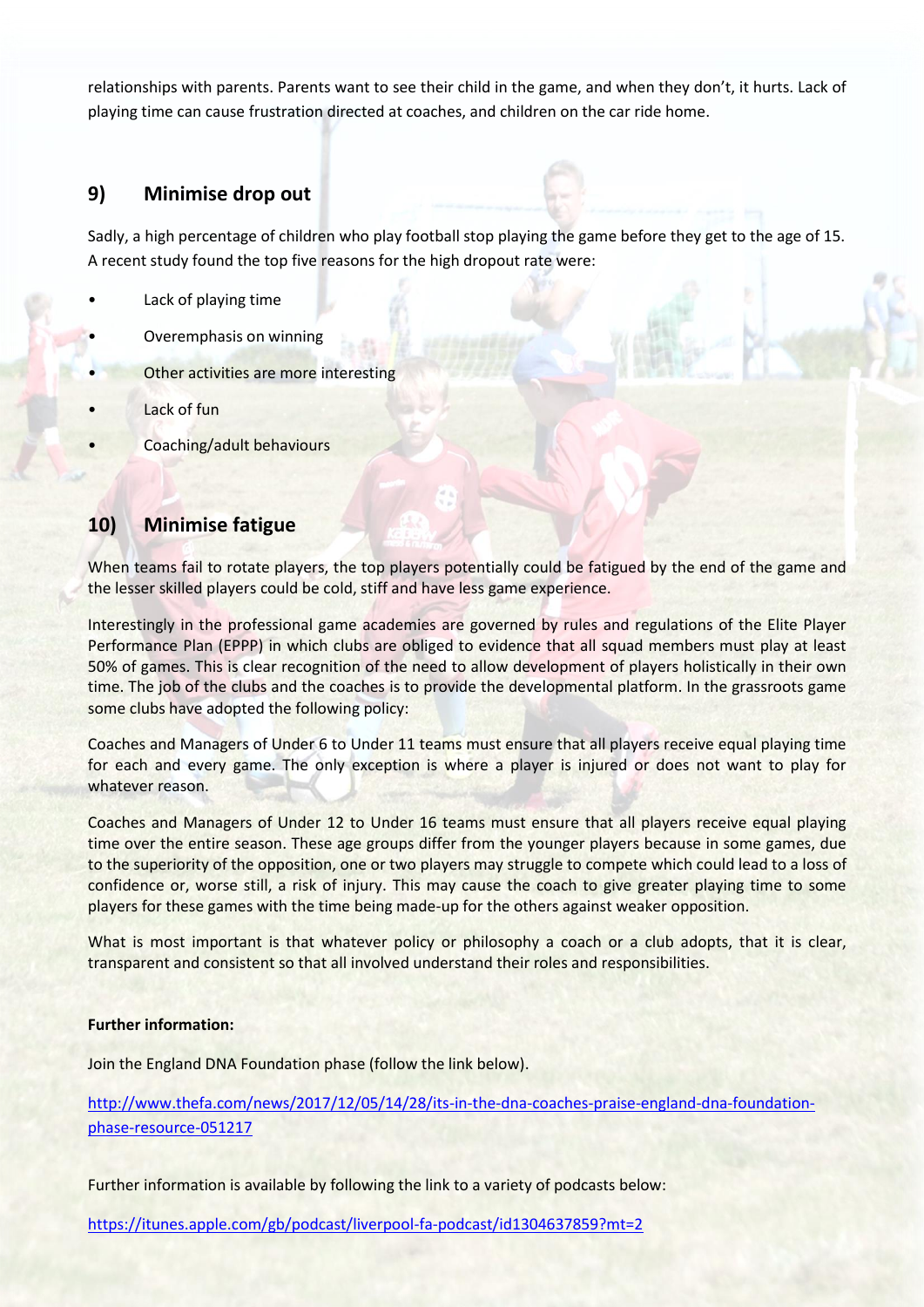relationships with parents. Parents want to see their child in the game, and when they don't, it hurts. Lack of playing time can cause frustration directed at coaches, and children on the car ride home.

## 9) Minimise drop out

Sadly, a high percentage of children who play football stop playing the game before they get to the age of 15. A recent study found the top five reasons for the high dropout rate were:

- Lack of playing time
- Overemphasis on winning
- Other activities are more interesting
- Lack of fun
- Coaching/adult behaviours

## 10) Minimise fatigue

When teams fail to rotate players, the top players potentially could be fatigued by the end of the game and the lesser skilled players could be cold, stiff and have less game experience.

Interestingly in the professional game academies are governed by rules and regulations of the Elite Player Performance Plan (EPPP) in which clubs are obliged to evidence that all squad members must play at least 50% of games. This is clear recognition of the need to allow development of players holistically in their own time. The job of the clubs and the coaches is to provide the developmental platform. In the grassroots game some clubs have adopted the following policy:

Coaches and Managers of Under 6 to Under 11 teams must ensure that all players receive equal playing time for each and every game. The only exception is where a player is injured or does not want to play for whatever reason.

Coaches and Managers of Under 12 to Under 16 teams must ensure that all players receive equal playing time over the entire season. These age groups differ from the younger players because in some games, due to the superiority of the opposition, one or two players may struggle to compete which could lead to a loss of confidence or, worse still, a risk of injury. This may cause the coach to give greater playing time to some players for these games with the time being made-up for the others against weaker opposition.

What is most important is that whatever policy or philosophy a coach or a club adopts, that it is clear, transparent and consistent so that all involved understand their roles and responsibilities.

**Further information:**

Join the England DNA Foundation phase (follow the link below).

http://www.thefa.com/news/2017/12/05/14/28/its-in-the-dna-coaches-praise-england-dna-foundation-phase-resource-051217

Further information is available by following the link to a variety of podcasts below:

https://itunes.apple.com/gb/podcast/liverpool-fa-podcast/id1304637859?mt=2